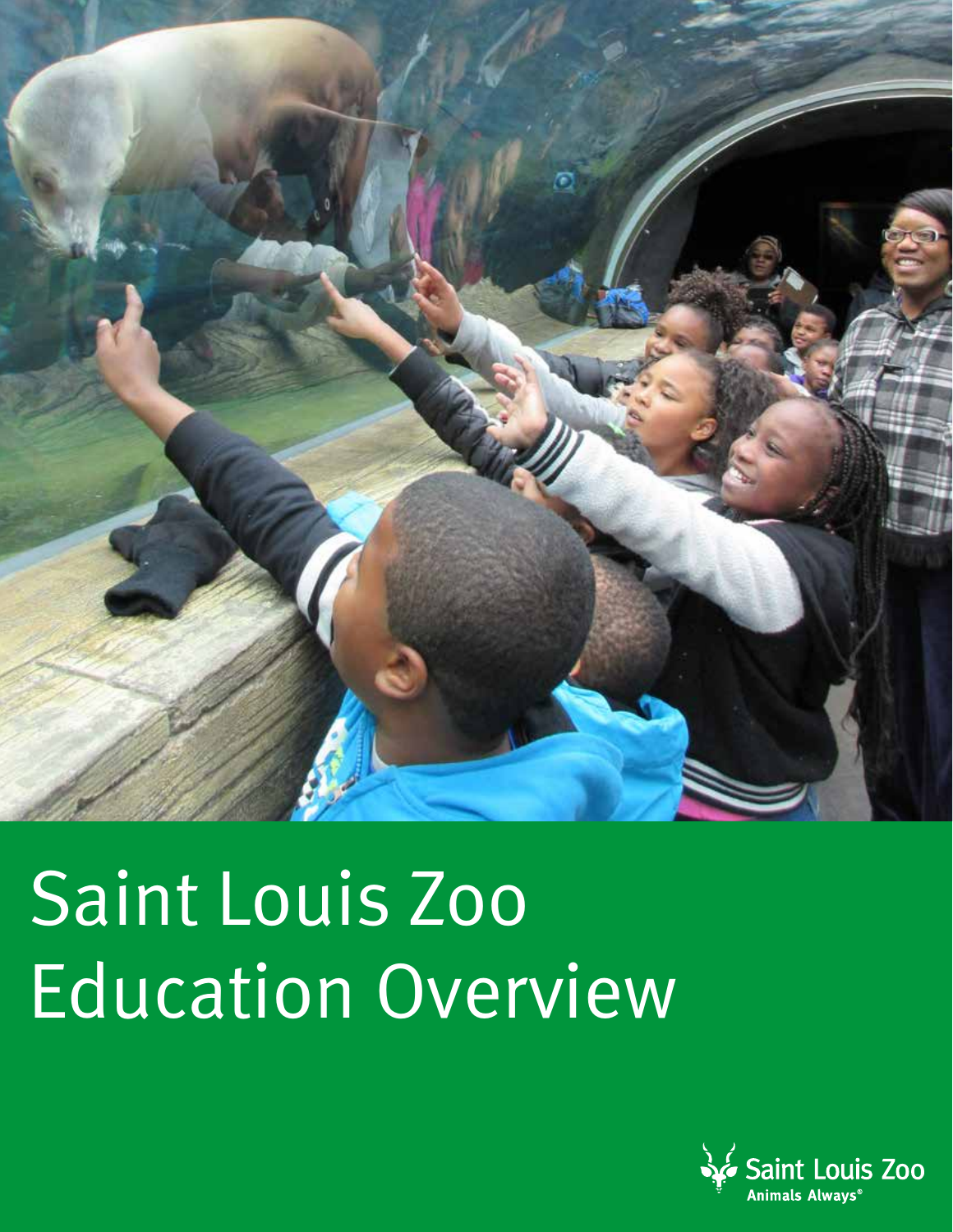# Saint Louis Zoo Education Overview

Saint Louis Zoo
Animals Always®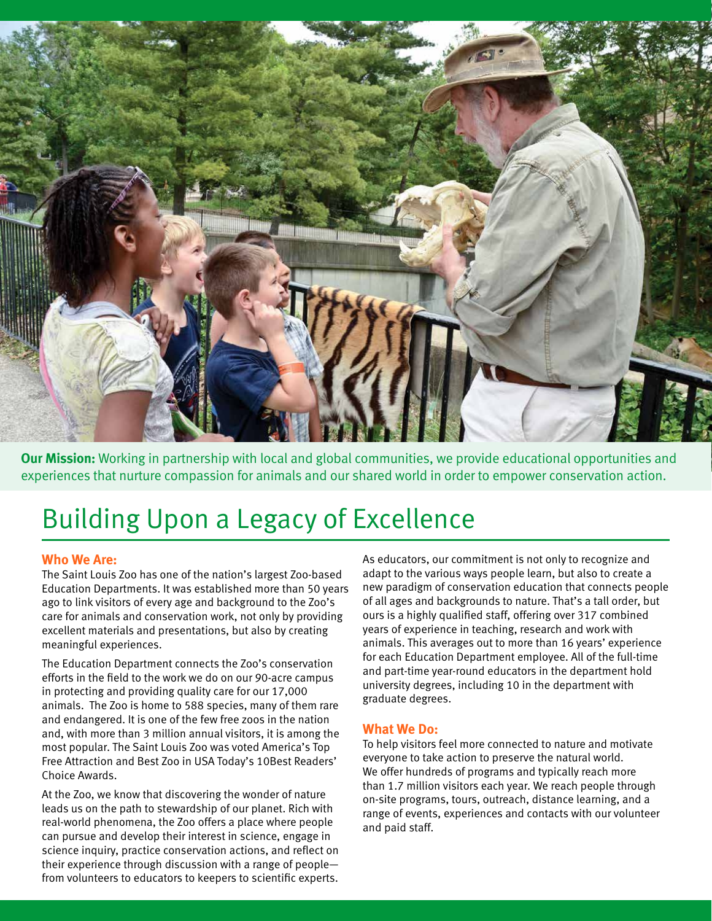**Our Mission:** Working in partnership with local and global communities, we provide educational opportunities and experiences that nurture compassion for animals and our shared world in order to empower conservation action.

# Building Upon a Legacy of Excellence

### Who We Are:

The Saint Louis Zoo has one of the nation's largest Zoo-based Education Departments. It was established more than 50 years ago to link visitors of every age and background to the Zoo's care for animals and conservation work, not only by providing excellent materials and presentations, but also by creating meaningful experiences.

The Education Department connects the Zoo's conservation efforts in the field to the work we do on our 90-acre campus in protecting and providing quality care for our 17,000 animals. The Zoo is home to 588 species, many of them rare and endangered. It is one of the few free zoos in the nation and, with more than 3 million annual visitors, it is among the most popular. The Saint Louis Zoo was voted America's Top Free Attraction and Best Zoo in USA Today's 10Best Readers' Choice Awards.

At the Zoo, we know that discovering the wonder of nature leads us on the path to stewardship of our planet. Rich with real-world phenomena, the Zoo offers a place where people can pursue and develop their interest in science, engage in science inquiry, practice conservation actions, and reflect on their experience through discussion with a range of people—from volunteers to educators to keepers to scientific experts.

As educators, our commitment is not only to recognize and adapt to the various ways people learn, but also to create a new paradigm of conservation education that connects people of all ages and backgrounds to nature. That's a tall order, but ours is a highly qualified staff, offering over 317 combined years of experience in teaching, research and work with animals. This averages out to more than 16 years' experience for each Education Department employee. All of the full-time and part-time year-round educators in the department hold university degrees, including 10 in the department with graduate degrees.

### What We Do:

To help visitors feel more connected to nature and motivate everyone to take action to preserve the natural world. We offer hundreds of programs and typically reach more than 1.7 million visitors each year. We reach people through on-site programs, tours, outreach, distance learning, and a range of events, experiences and contacts with our volunteer and paid staff.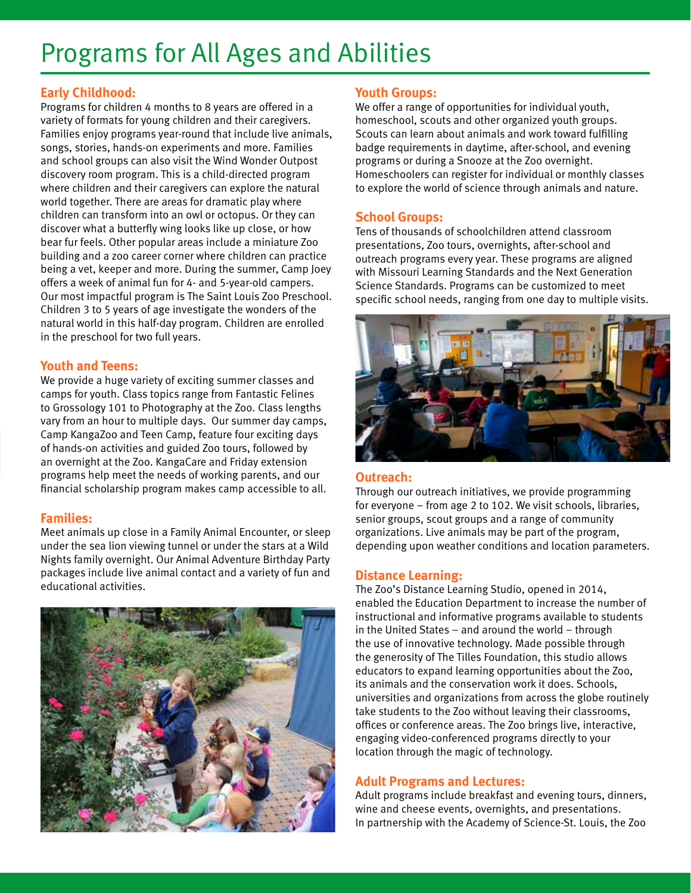# Programs for All Ages and Abilities

## Early Childhood:

Programs for children 4 months to 8 years are offered in a variety of formats for young children and their caregivers. Families enjoy programs year-round that include live animals, songs, stories, hands-on experiments and more. Families and school groups can also visit the Wind Wonder Outpost discovery room program. This is a child-directed program where children and their caregivers can explore the natural world together. There are areas for dramatic play where children can transform into an owl or octopus. Or they can discover what a butterfly wing looks like up close, or how bear fur feels. Other popular areas include a miniature Zoo building and a zoo career corner where children can practice being a vet, keeper and more. During the summer, Camp Joey offers a week of animal fun for 4- and 5-year-old campers. Our most impactful program is The Saint Louis Zoo Preschool. Children 3 to 5 years of age investigate the wonders of the natural world in this half-day program. Children are enrolled in the preschool for two full years.

## Youth and Teens:

We provide a huge variety of exciting summer classes and camps for youth. Class topics range from Fantastic Felines to Grossology 101 to Photography at the Zoo. Class lengths vary from an hour to multiple days. Our summer day camps, Camp KangaZoo and Teen Camp, feature four exciting days of hands-on activities and guided Zoo tours, followed by an overnight at the Zoo. KangaCare and Friday extension programs help meet the needs of working parents, and our financial scholarship program makes camp accessible to all.

## Families:

Meet animals up close in a Family Animal Encounter, or sleep under the sea lion viewing tunnel or under the stars at a Wild Nights family overnight. Our Animal Adventure Birthday Party packages include live animal contact and a variety of fun and educational activities.

## Youth Groups:

We offer a range of opportunities for individual youth, homeschool, scouts and other organized youth groups. Scouts can learn about animals and work toward fulfilling badge requirements in daytime, after-school, and evening programs or during a Snooze at the Zoo overnight. Homeschoolers can register for individual or monthly classes to explore the world of science through animals and nature.

## School Groups:

Tens of thousands of schoolchildren attend classroom presentations, Zoo tours, overnights, after-school and outreach programs every year. These programs are aligned with Missouri Learning Standards and the Next Generation Science Standards. Programs can be customized to meet specific school needs, ranging from one day to multiple visits.

## Outreach:

Through our outreach initiatives, we provide programming for everyone – from age 2 to 102. We visit schools, libraries, senior groups, scout groups and a range of community organizations. Live animals may be part of the program, depending upon weather conditions and location parameters.

## Distance Learning:

The Zoo's Distance Learning Studio, opened in 2014, enabled the Education Department to increase the number of instructional and informative programs available to students in the United States – and around the world – through the use of innovative technology. Made possible through the generosity of The Tilles Foundation, this studio allows educators to expand learning opportunities about the Zoo, its animals and the conservation work it does. Schools, universities and organizations from across the globe routinely take students to the Zoo without leaving their classrooms, offices or conference areas. The Zoo brings live, interactive, engaging video-conferenced programs directly to your location through the magic of technology.

## Adult Programs and Lectures:

Adult programs include breakfast and evening tours, dinners, wine and cheese events, overnights, and presentations. In partnership with the Academy of Science-St. Louis, the Zoo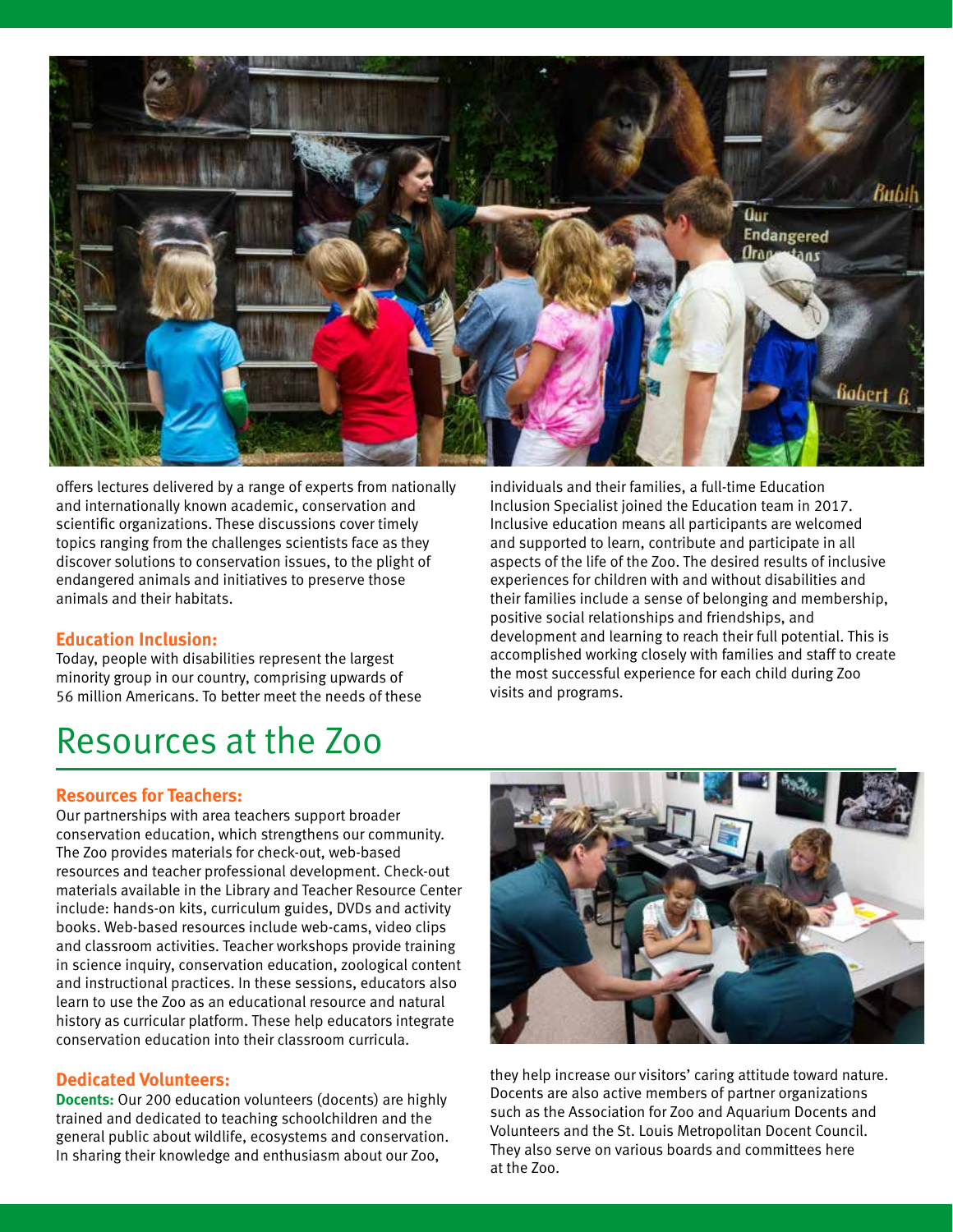offers lectures delivered by a range of experts from nationally and internationally known academic, conservation and scientific organizations. These discussions cover timely topics ranging from the challenges scientists face as they discover solutions to conservation issues, to the plight of endangered animals and initiatives to preserve those animals and their habitats.

### Education Inclusion:

Today, people with disabilities represent the largest minority group in our country, comprising upwards of 56 million Americans. To better meet the needs of these individuals and their families, a full-time Education Inclusion Specialist joined the Education team in 2017. Inclusive education means all participants are welcomed and supported to learn, contribute and participate in all aspects of the life of the Zoo. The desired results of inclusive experiences for children with and without disabilities and their families include a sense of belonging and membership, positive social relationships and friendships, and development and learning to reach their full potential. This is accomplished working closely with families and staff to create the most successful experience for each child during Zoo visits and programs.

## Resources at the Zoo

### Resources for Teachers:

Our partnerships with area teachers support broader conservation education, which strengthens our community. The Zoo provides materials for check-out, web-based resources and teacher professional development. Check-out materials available in the Library and Teacher Resource Center include: hands-on kits, curriculum guides, DVDs and activity books. Web-based resources include web-cams, video clips and classroom activities. Teacher workshops provide training in science inquiry, conservation education, zoological content and instructional practices. In these sessions, educators also learn to use the Zoo as an educational resource and natural history as curricular platform. These help educators integrate conservation education into their classroom curricula.

### Dedicated Volunteers:

**Docents:** Our 200 education volunteers (docents) are highly trained and dedicated to teaching schoolchildren and the general public about wildlife, ecosystems and conservation. In sharing their knowledge and enthusiasm about our Zoo, they help increase our visitors' caring attitude toward nature. Docents are also active members of partner organizations such as the Association for Zoo and Aquarium Docents and Volunteers and the St. Louis Metropolitan Docent Council. They also serve on various boards and committees here at the Zoo.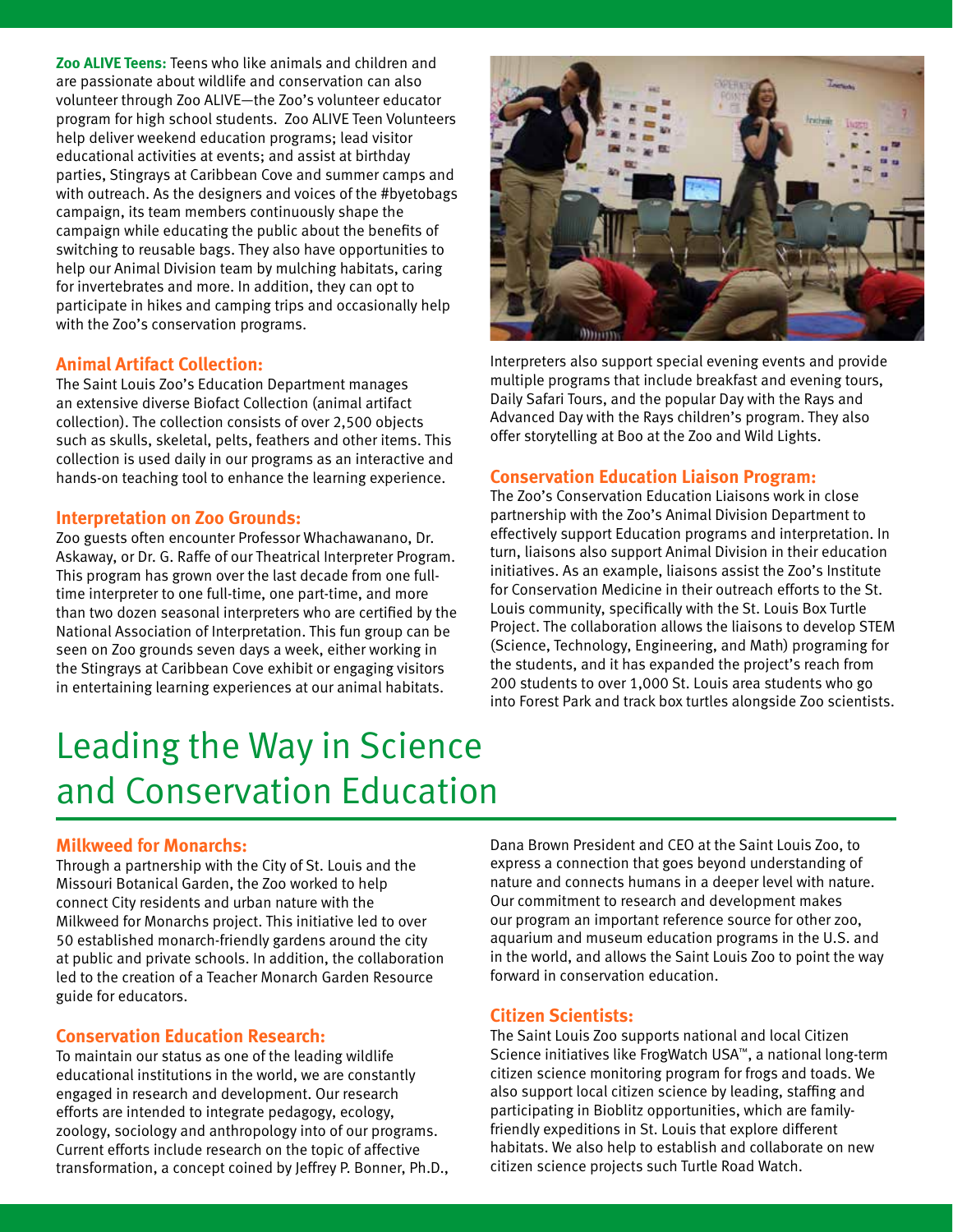**Zoo ALIVE Teens:** Teens who like animals and children and are passionate about wildlife and conservation can also volunteer through Zoo ALIVE—the Zoo's volunteer educator program for high school students. Zoo ALIVE Teen Volunteers help deliver weekend education programs; lead visitor educational activities at events; and assist at birthday parties, Stingrays at Caribbean Cove and summer camps and with outreach. As the designers and voices of the #byetobags campaign, its team members continuously shape the campaign while educating the public about the benefits of switching to reusable bags. They also have opportunities to help our Animal Division team by mulching habitats, caring for invertebrates and more. In addition, they can opt to participate in hikes and camping trips and occasionally help with the Zoo's conservation programs.

### Animal Artifact Collection:

The Saint Louis Zoo's Education Department manages an extensive diverse Biofact Collection (animal artifact collection). The collection consists of over 2,500 objects such as skulls, skeletal, pelts, feathers and other items. This collection is used daily in our programs as an interactive and hands-on teaching tool to enhance the learning experience.

### Interpretation on Zoo Grounds:

Zoo guests often encounter Professor Whachawanano, Dr. Askaway, or Dr. G. Raffe of our Theatrical Interpreter Program. This program has grown over the last decade from one full-time interpreter to one full-time, one part-time, and more than two dozen seasonal interpreters who are certified by the National Association of Interpretation. This fun group can be seen on Zoo grounds seven days a week, either working in the Stingrays at Caribbean Cove exhibit or engaging visitors in entertaining learning experiences at our animal habitats.

Interpreters also support special evening events and provide multiple programs that include breakfast and evening tours, Daily Safari Tours, and the popular Day with the Rays and Advanced Day with the Rays children's program. They also offer storytelling at Boo at the Zoo and Wild Lights.

### Conservation Education Liaison Program:

The Zoo's Conservation Education Liaisons work in close partnership with the Zoo's Animal Division Department to effectively support Education programs and interpretation. In turn, liaisons also support Animal Division in their education initiatives. As an example, liaisons assist the Zoo's Institute for Conservation Medicine in their outreach efforts to the St. Louis community, specifically with the St. Louis Box Turtle Project. The collaboration allows the liaisons to develop STEM (Science, Technology, Engineering, and Math) programing for the students, and it has expanded the project's reach from 200 students to over 1,000 St. Louis area students who go into Forest Park and track box turtles alongside Zoo scientists.

# Leading the Way in Science and Conservation Education

### Milkweed for Monarchs:

Through a partnership with the City of St. Louis and the Missouri Botanical Garden, the Zoo worked to help connect City residents and urban nature with the Milkweed for Monarchs project. This initiative led to over 50 established monarch-friendly gardens around the city at public and private schools. In addition, the collaboration led to the creation of a Teacher Monarch Garden Resource guide for educators.

### Conservation Education Research:

To maintain our status as one of the leading wildlife educational institutions in the world, we are constantly engaged in research and development. Our research efforts are intended to integrate pedagogy, ecology, zoology, sociology and anthropology into of our programs. Current efforts include research on the topic of affective transformation, a concept coined by Jeffrey P. Bonner, Ph.D., Dana Brown President and CEO at the Saint Louis Zoo, to express a connection that goes beyond understanding of nature and connects humans in a deeper level with nature. Our commitment to research and development makes our program an important reference source for other zoo, aquarium and museum education programs in the U.S. and in the world, and allows the Saint Louis Zoo to point the way forward in conservation education.

### Citizen Scientists:

The Saint Louis Zoo supports national and local Citizen Science initiatives like FrogWatch USA™, a national long-term citizen science monitoring program for frogs and toads. We also support local citizen science by leading, staffing and participating in Bioblitz opportunities, which are family-friendly expeditions in St. Louis that explore different habitats. We also help to establish and collaborate on new citizen science projects such Turtle Road Watch.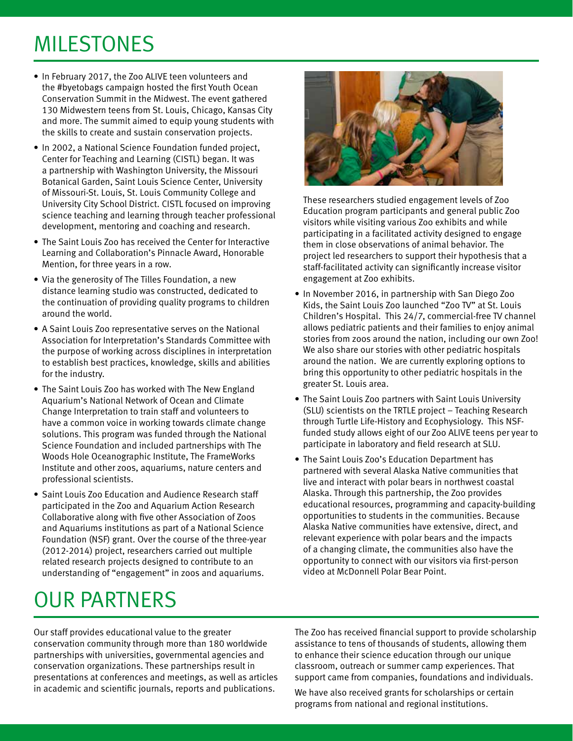# MILESTONES

- In February 2017, the Zoo ALIVE teen volunteers and the #byetobags campaign hosted the first Youth Ocean Conservation Summit in the Midwest. The event gathered 130 Midwestern teens from St. Louis, Chicago, Kansas City and more. The summit aimed to equip young students with the skills to create and sustain conservation projects.
- In 2002, a National Science Foundation funded project, Center for Teaching and Learning (CISTL) began. It was a partnership with Washington University, the Missouri Botanical Garden, Saint Louis Science Center, University of Missouri-St. Louis, St. Louis Community College and University City School District. CISTL focused on improving science teaching and learning through teacher professional development, mentoring and coaching and research.
- The Saint Louis Zoo has received the Center for Interactive Learning and Collaboration's Pinnacle Award, Honorable Mention, for three years in a row.
- Via the generosity of The Tilles Foundation, a new distance learning studio was constructed, dedicated to the continuation of providing quality programs to children around the world.
- A Saint Louis Zoo representative serves on the National Association for Interpretation's Standards Committee with the purpose of working across disciplines in interpretation to establish best practices, knowledge, skills and abilities for the industry.
- The Saint Louis Zoo has worked with The New England Aquarium's National Network of Ocean and Climate Change Interpretation to train staff and volunteers to have a common voice in working towards climate change solutions. This program was funded through the National Science Foundation and included partnerships with The Woods Hole Oceanographic Institute, The FrameWorks Institute and other zoos, aquariums, nature centers and professional scientists.
- Saint Louis Zoo Education and Audience Research staff participated in the Zoo and Aquarium Action Research Collaborative along with five other Association of Zoos and Aquariums institutions as part of a National Science Foundation (NSF) grant. Over the course of the three-year (2012-2014) project, researchers carried out multiple related research projects designed to contribute to an understanding of "engagement" in zoos and aquariums. These researchers studied engagement levels of Zoo Education program participants and general public Zoo visitors while visiting various Zoo exhibits and while participating in a facilitated activity designed to engage them in close observations of animal behavior. The project led researchers to support their hypothesis that a staff-facilitated activity can significantly increase visitor engagement at Zoo exhibits.
- In November 2016, in partnership with San Diego Zoo Kids, the Saint Louis Zoo launched "Zoo TV" at St. Louis Children's Hospital. This 24/7, commercial-free TV channel allows pediatric patients and their families to enjoy animal stories from zoos around the nation, including our own Zoo! We also share our stories with other pediatric hospitals around the nation. We are currently exploring options to bring this opportunity to other pediatric hospitals in the greater St. Louis area.
- The Saint Louis Zoo partners with Saint Louis University (SLU) scientists on the TRTLE project – Teaching Research through Turtle Life-History and Ecophysiology. This NSF-funded study allows eight of our Zoo ALIVE teens per year to participate in laboratory and field research at SLU.
- The Saint Louis Zoo's Education Department has partnered with several Alaska Native communities that live and interact with polar bears in northwest coastal Alaska. Through this partnership, the Zoo provides educational resources, programming and capacity-building opportunities to students in the communities. Because Alaska Native communities have extensive, direct, and relevant experience with polar bears and the impacts of a changing climate, the communities also have the opportunity to connect with our visitors via first-person video at McDonnell Polar Bear Point.

# OUR PARTNERS

Our staff provides educational value to the greater conservation community through more than 180 worldwide partnerships with universities, governmental agencies and conservation organizations. These partnerships result in presentations at conferences and meetings, as well as articles in academic and scientific journals, reports and publications.

The Zoo has received financial support to provide scholarship assistance to tens of thousands of students, allowing them to enhance their science education through our unique classroom, outreach or summer camp experiences. That support came from companies, foundations and individuals.

We have also received grants for scholarships or certain programs from national and regional institutions.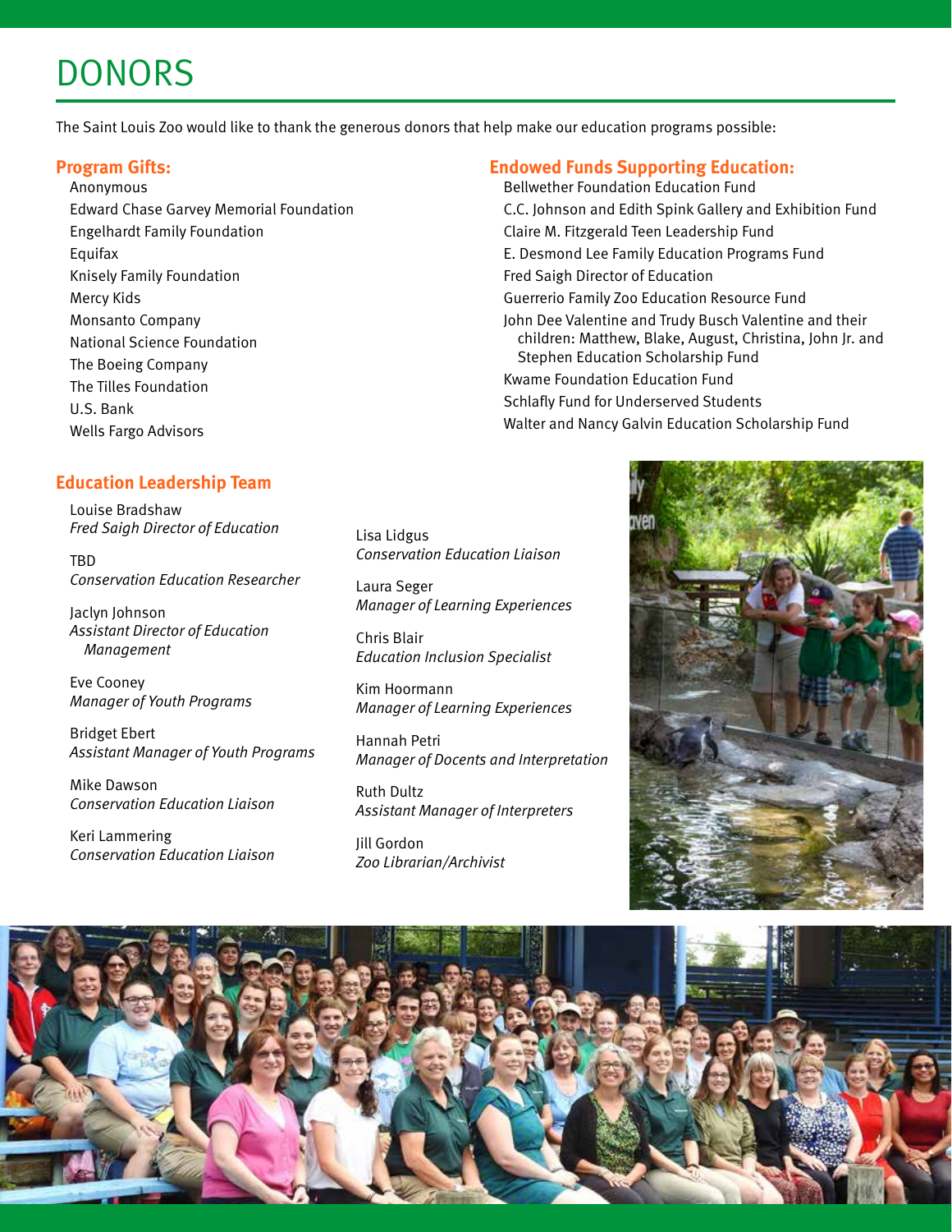# DONORS

The Saint Louis Zoo would like to thank the generous donors that help make our education programs possible:

## Program Gifts:

- Anonymous
- Edward Chase Garvey Memorial Foundation
- Engelhardt Family Foundation
- Equifax
- Knisely Family Foundation
- Mercy Kids
- Monsanto Company
- National Science Foundation
- The Boeing Company
- The Tilles Foundation
- U.S. Bank
- Wells Fargo Advisors

## Endowed Funds Supporting Education:

- Bellwether Foundation Education Fund
- C.C. Johnson and Edith Spink Gallery and Exhibition Fund
- Claire M. Fitzgerald Teen Leadership Fund
- E. Desmond Lee Family Education Programs Fund
- Fred Saigh Director of Education
- Guerrerio Family Zoo Education Resource Fund
- John Dee Valentine and Trudy Busch Valentine and their children: Matthew, Blake, August, Christina, John Jr. and Stephen Education Scholarship Fund
- Kwame Foundation Education Fund
- Schlafly Fund for Underserved Students
- Walter and Nancy Galvin Education Scholarship Fund

## Education Leadership Team

Louise Bradshaw
*Fred Saigh Director of Education*

TBD
*Conservation Education Researcher*

Jaclyn Johnson
*Assistant Director of Education Management*

Eve Cooney
*Manager of Youth Programs*

Bridget Ebert
*Assistant Manager of Youth Programs*

Mike Dawson
*Conservation Education Liaison*

Keri Lammering
*Conservation Education Liaison*

Lisa Lidgus
*Conservation Education Liaison*

Laura Seger
*Manager of Learning Experiences*

Chris Blair
*Education Inclusion Specialist*

Kim Hoormann
*Manager of Learning Experiences*

Hannah Petri
*Manager of Docents and Interpretation*

Ruth Dultz
*Assistant Manager of Interpreters*

Jill Gordon
*Zoo Librarian/Archivist*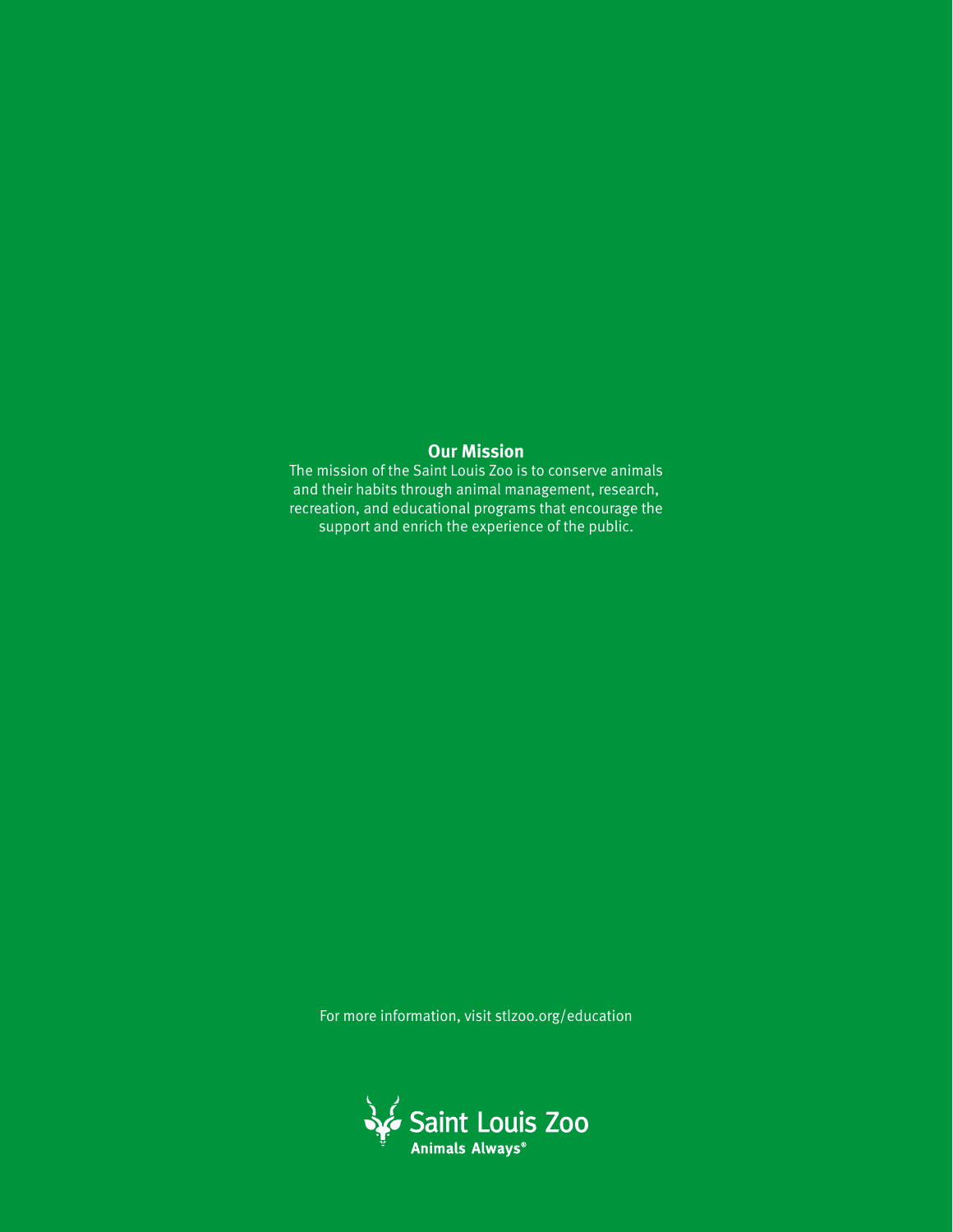## Our Mission

The mission of the Saint Louis Zoo is to conserve animals and their habits through animal management, research, recreation, and educational programs that encourage the support and enrich the experience of the public.

For more information, visit stlzoo.org/education

Saint Louis Zoo
Animals Always®